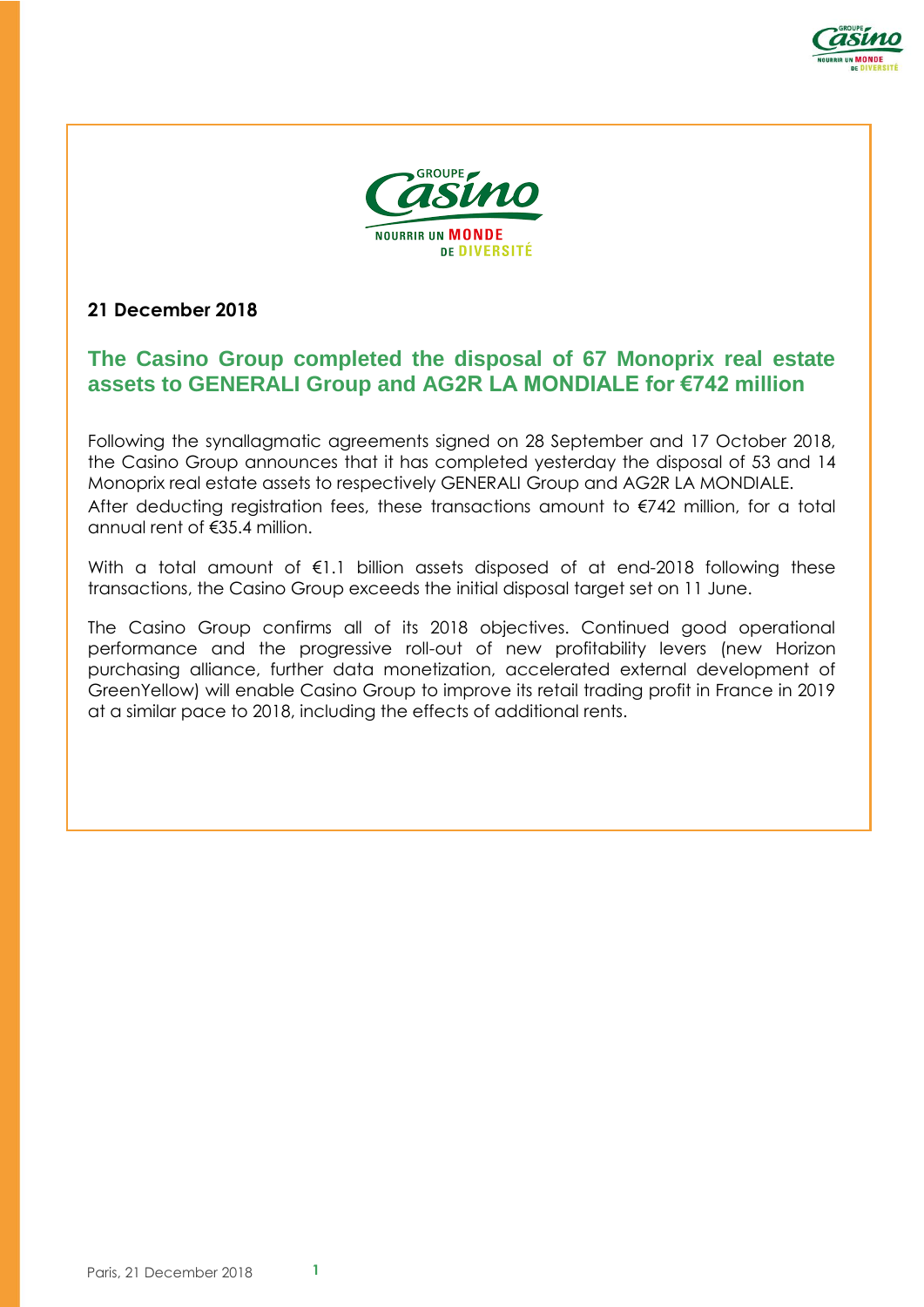**21 December 2018**

## The Casino Group completed the disposal of 67 Monoprix real estate assets to GENERALI Group and AG2R LA MONDIALE for €742 million

Following the synallagmatic agreements signed on 28 September and 17 October 2018, the Casino Group announces that it has completed yesterday the disposal of 53 and 14 Monoprix real estate assets to respectively GENERALI Group and AG2R LA MONDIALE.
After deducting registration fees, these transactions amount to €742 million, for a total annual rent of €35.4 million.

With a total amount of €1.1 billion assets disposed of at end-2018 following these transactions, the Casino Group exceeds the initial disposal target set on 11 June.

The Casino Group confirms all of its 2018 objectives. Continued good operational performance and the progressive roll-out of new profitability levers (new Horizon purchasing alliance, further data monetization, accelerated external development of GreenYellow) will enable Casino Group to improve its retail trading profit in France in 2019 at a similar pace to 2018, including the effects of additional rents.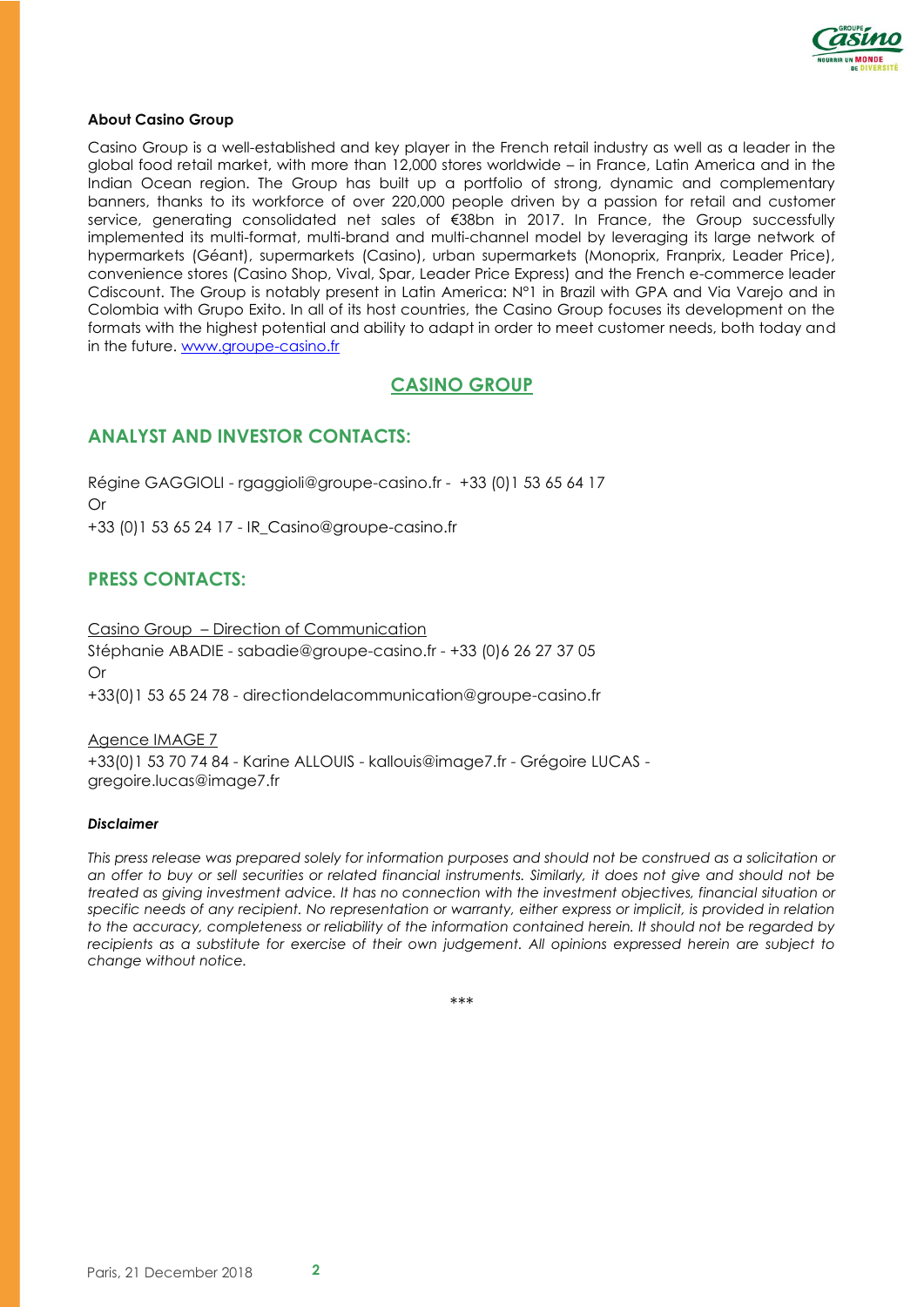**About Casino Group**

Casino Group is a well-established and key player in the French retail industry as well as a leader in the global food retail market, with more than 12,000 stores worldwide – in France, Latin America and in the Indian Ocean region. The Group has built up a portfolio of strong, dynamic and complementary banners, thanks to its workforce of over 220,000 people driven by a passion for retail and customer service, generating consolidated net sales of €38bn in 2017. In France, the Group successfully implemented its multi-format, multi-brand and multi-channel model by leveraging its large network of hypermarkets (Géant), supermarkets (Casino), urban supermarkets (Monoprix, Franprix, Leader Price), convenience stores (Casino Shop, Vival, Spar, Leader Price Express) and the French e-commerce leader Cdiscount. The Group is notably present in Latin America: N°1 in Brazil with GPA and Via Varejo and in Colombia with Grupo Exito. In all of its host countries, the Casino Group focuses its development on the formats with the highest potential and ability to adapt in order to meet customer needs, both today and in the future. www.groupe-casino.fr

## CASINO GROUP

## ANALYST AND INVESTOR CONTACTS:

Régine GAGGIOLI - rgaggioli@groupe-casino.fr - +33 (0)1 53 65 64 17

Or

+33 (0)1 53 65 24 17 - IR_Casino@groupe-casino.fr

## PRESS CONTACTS:

Casino Group – Direction of Communication

Stéphanie ABADIE - sabadie@groupe-casino.fr - +33 (0)6 26 27 37 05

Or

+33(0)1 53 65 24 78 - directiondelacommunication@groupe-casino.fr

Agence IMAGE 7

+33(0)1 53 70 74 84 - Karine ALLOUIS - kallouis@image7.fr - Grégoire LUCAS - gregoire.lucas@image7.fr

***Disclaimer***

*This press release was prepared solely for information purposes and should not be construed as a solicitation or an offer to buy or sell securities or related financial instruments. Similarly, it does not give and should not be treated as giving investment advice. It has no connection with the investment objectives, financial situation or specific needs of any recipient. No representation or warranty, either express or implicit, is provided in relation to the accuracy, completeness or reliability of the information contained herein. It should not be regarded by recipients as a substitute for exercise of their own judgement. All opinions expressed herein are subject to change without notice.*

***